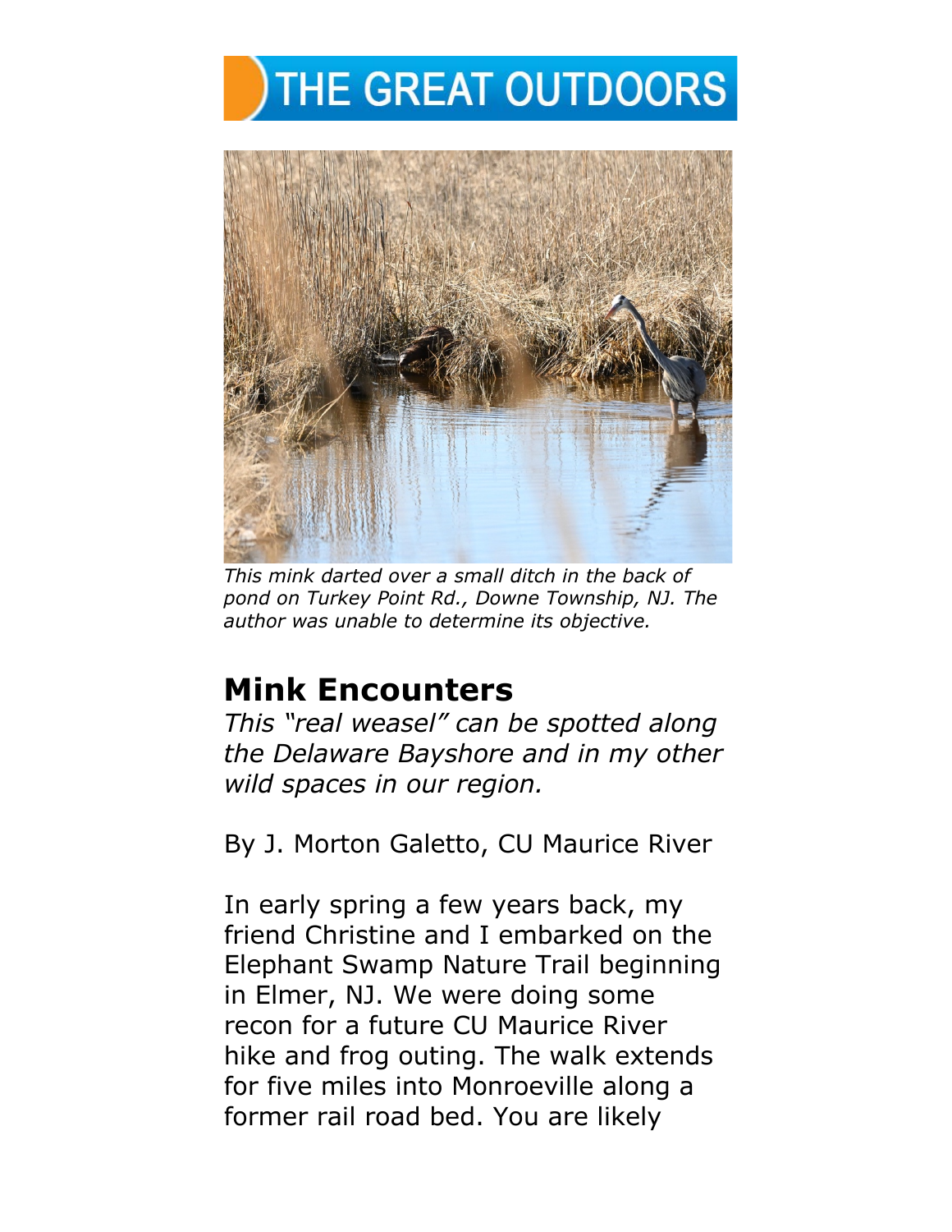# THE GREAT OUTDOORS

*This mink darted over a small ditch in the back of pond on Turkey Point Rd., Downe Township, NJ. The author was unable to determine its objective.*

## Mink Encounters

*This "real weasel" can be spotted along the Delaware Bayshore and in my other wild spaces in our region.*

By J. Morton Galetto, CU Maurice River

In early spring a few years back, my friend Christine and I embarked on the Elephant Swamp Nature Trail beginning in Elmer, NJ. We were doing some recon for a future CU Maurice River hike and frog outing. The walk extends for five miles into Monroeville along a former rail road bed. You are likely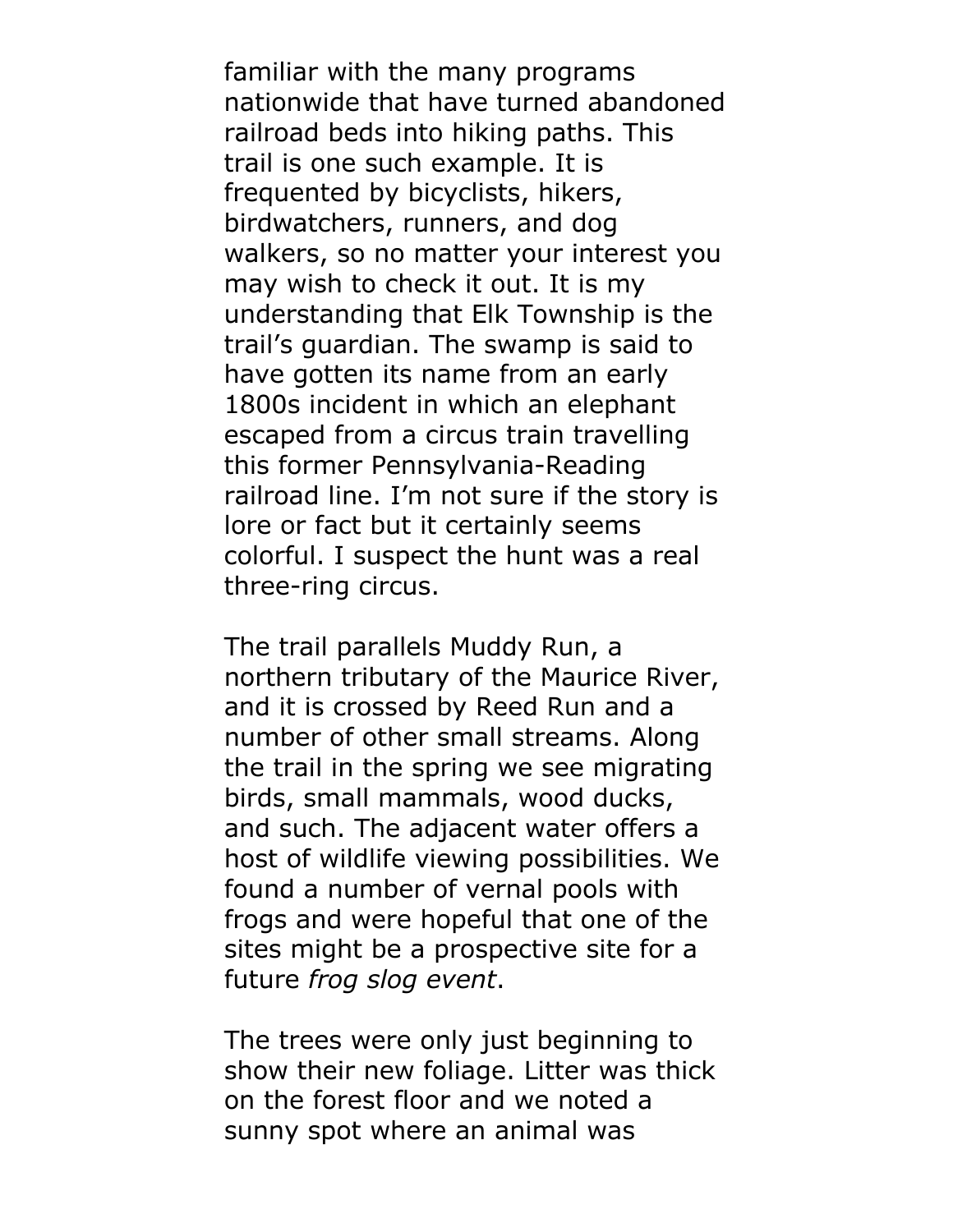familiar with the many programs nationwide that have turned abandoned railroad beds into hiking paths. This trail is one such example. It is frequented by bicyclists, hikers, birdwatchers, runners, and dog walkers, so no matter your interest you may wish to check it out. It is my understanding that Elk Township is the trail's guardian. The swamp is said to have gotten its name from an early 1800s incident in which an elephant escaped from a circus train travelling this former Pennsylvania-Reading railroad line. I'm not sure if the story is lore or fact but it certainly seems colorful. I suspect the hunt was a real three-ring circus.

The trail parallels Muddy Run, a northern tributary of the Maurice River, and it is crossed by Reed Run and a number of other small streams. Along the trail in the spring we see migrating birds, small mammals, wood ducks, and such. The adjacent water offers a host of wildlife viewing possibilities. We found a number of vernal pools with frogs and were hopeful that one of the sites might be a prospective site for a future *frog slog event*.

The trees were only just beginning to show their new foliage. Litter was thick on the forest floor and we noted a sunny spot where an animal was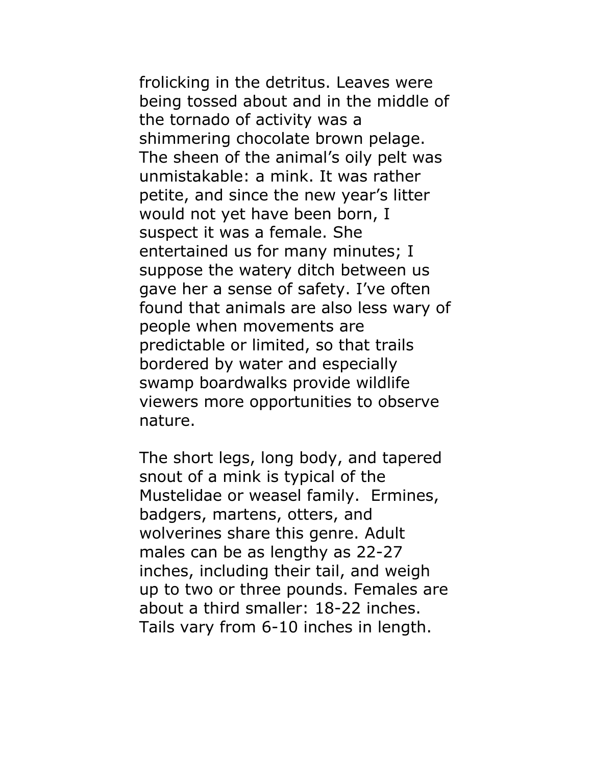frolicking in the detritus. Leaves were being tossed about and in the middle of the tornado of activity was a shimmering chocolate brown pelage. The sheen of the animal's oily pelt was unmistakable: a mink. It was rather petite, and since the new year's litter would not yet have been born, I suspect it was a female. She entertained us for many minutes; I suppose the watery ditch between us gave her a sense of safety. I've often found that animals are also less wary of people when movements are predictable or limited, so that trails bordered by water and especially swamp boardwalks provide wildlife viewers more opportunities to observe nature.

The short legs, long body, and tapered snout of a mink is typical of the Mustelidae or weasel family. Ermines, badgers, martens, otters, and wolverines share this genre. Adult males can be as lengthy as 22-27 inches, including their tail, and weigh up to two or three pounds. Females are about a third smaller: 18-22 inches. Tails vary from 6-10 inches in length.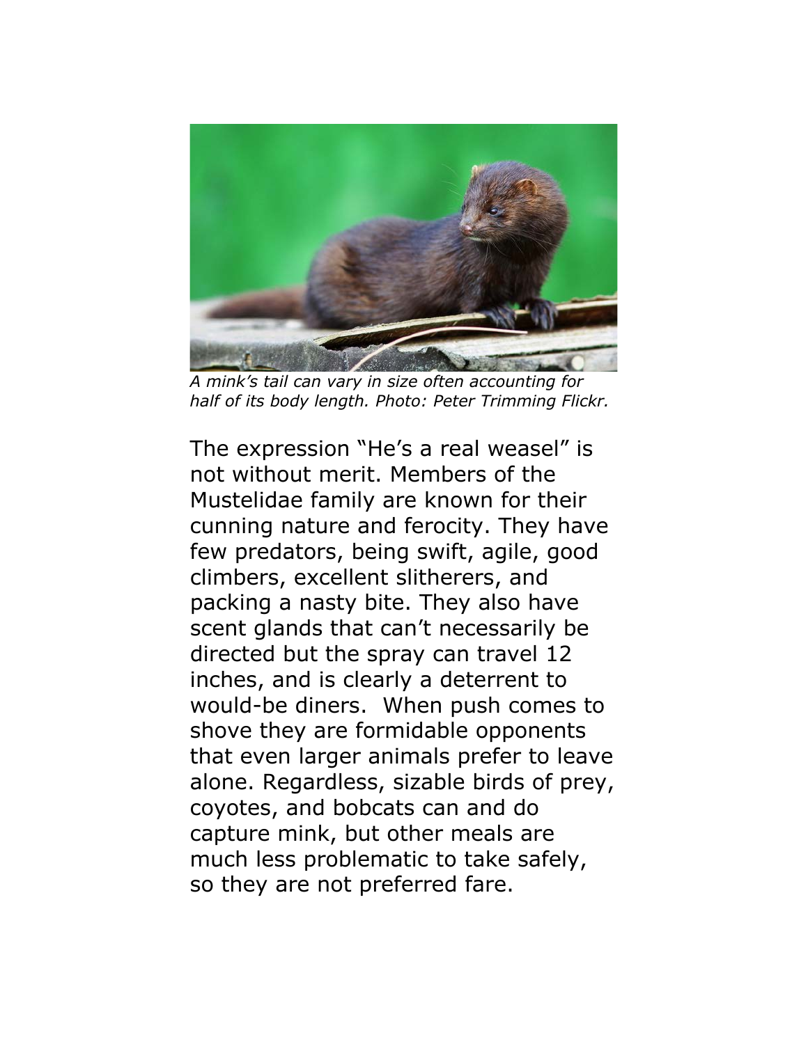*A mink's tail can vary in size often accounting for half of its body length. Photo: Peter Trimming Flickr.*

The expression "He's a real weasel" is not without merit. Members of the Mustelidae family are known for their cunning nature and ferocity. They have few predators, being swift, agile, good climbers, excellent slitherers, and packing a nasty bite. They also have scent glands that can't necessarily be directed but the spray can travel 12 inches, and is clearly a deterrent to would-be diners. When push comes to shove they are formidable opponents that even larger animals prefer to leave alone. Regardless, sizable birds of prey, coyotes, and bobcats can and do capture mink, but other meals are much less problematic to take safely, so they are not preferred fare.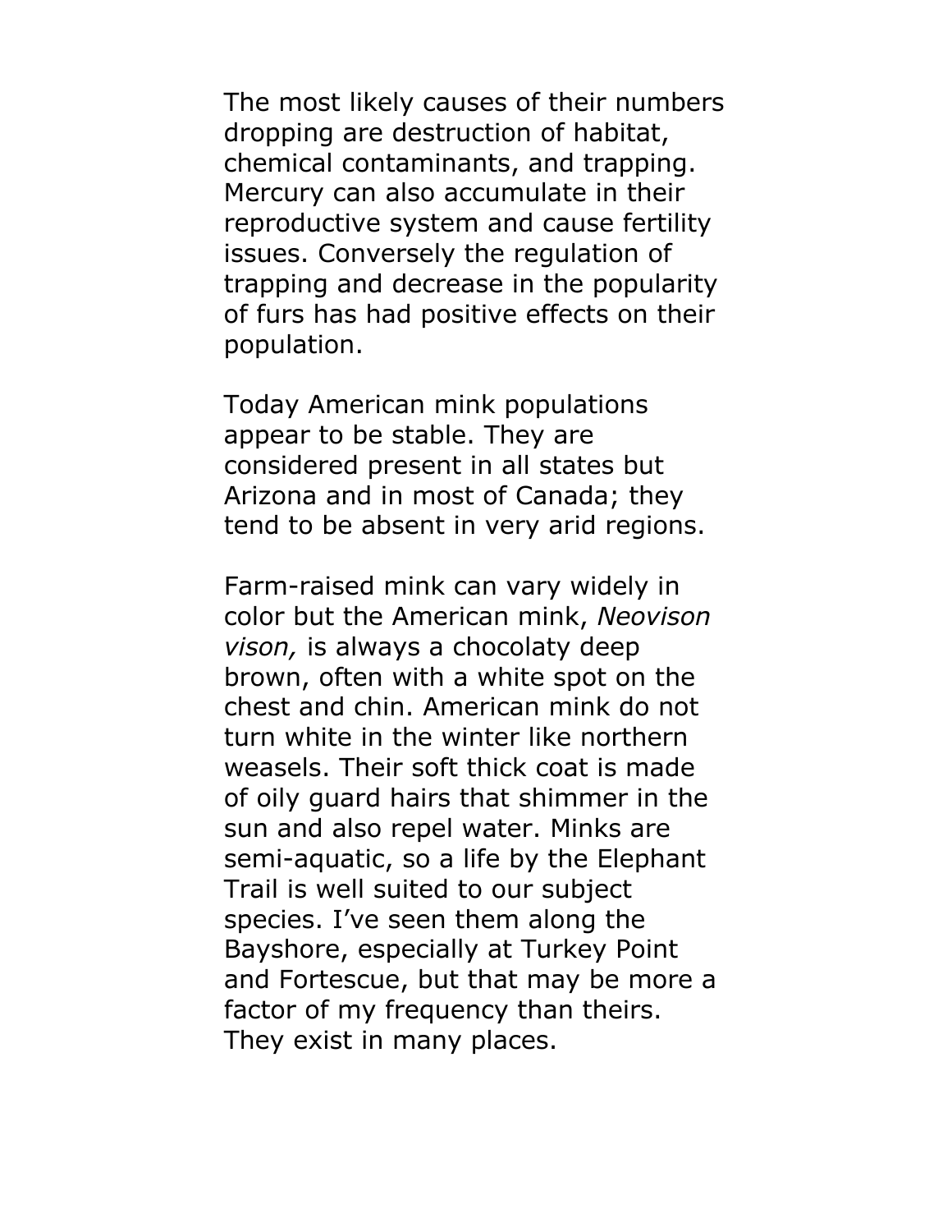The most likely causes of their numbers dropping are destruction of habitat, chemical contaminants, and trapping. Mercury can also accumulate in their reproductive system and cause fertility issues. Conversely the regulation of trapping and decrease in the popularity of furs has had positive effects on their population.

Today American mink populations appear to be stable. They are considered present in all states but Arizona and in most of Canada; they tend to be absent in very arid regions.

Farm-raised mink can vary widely in color but the American mink, *Neovison vison,* is always a chocolaty deep brown, often with a white spot on the chest and chin. American mink do not turn white in the winter like northern weasels. Their soft thick coat is made of oily guard hairs that shimmer in the sun and also repel water. Minks are semi-aquatic, so a life by the Elephant Trail is well suited to our subject species. I've seen them along the Bayshore, especially at Turkey Point and Fortescue, but that may be more a factor of my frequency than theirs. They exist in many places.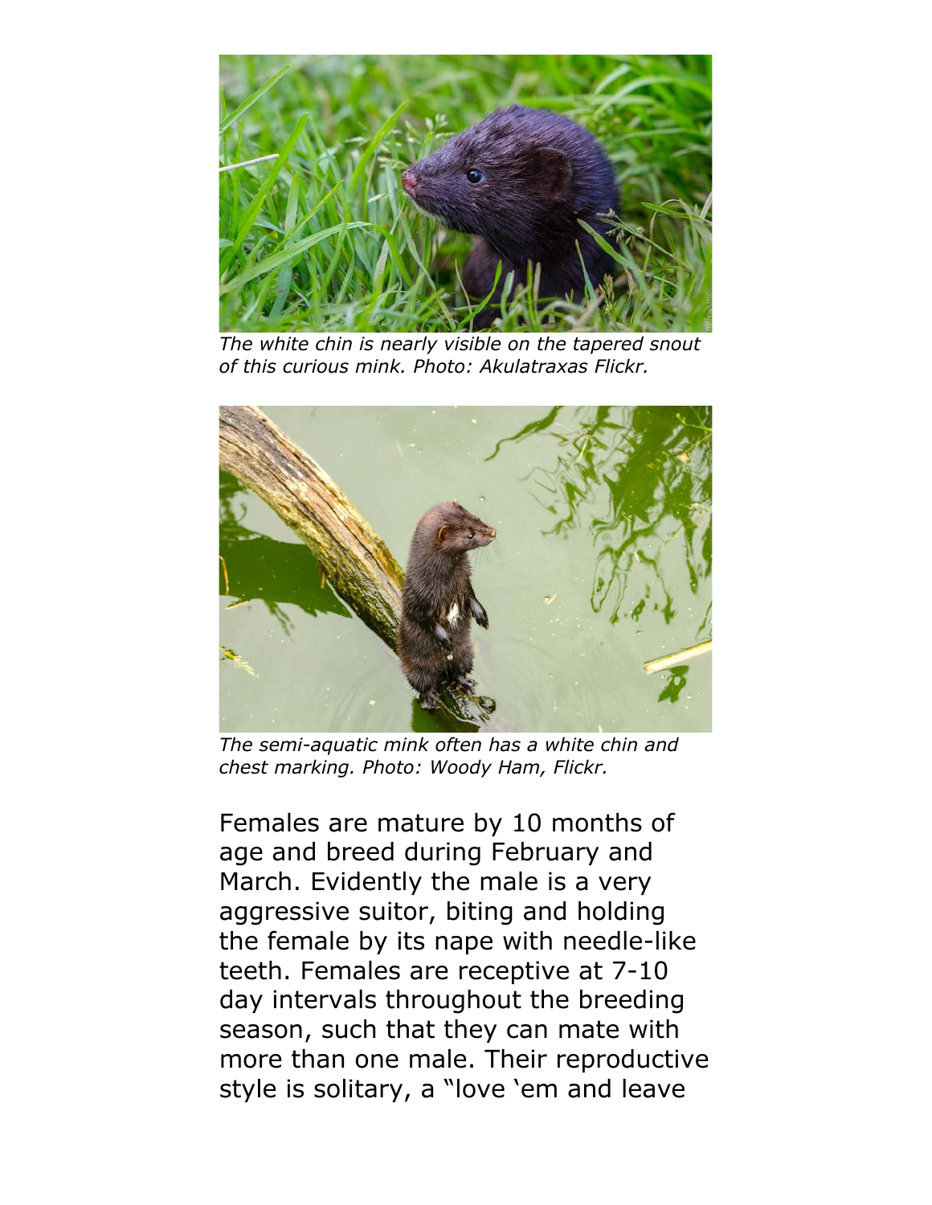*The white chin is nearly visible on the tapered snout of this curious mink. Photo: Akulatraxas Flickr.*

*The semi-aquatic mink often has a white chin and chest marking. Photo: Woody Ham, Flickr.*

Females are mature by 10 months of age and breed during February and March. Evidently the male is a very aggressive suitor, biting and holding the female by its nape with needle-like teeth. Females are receptive at 7-10 day intervals throughout the breeding season, such that they can mate with more than one male. Their reproductive style is solitary, a "love 'em and leave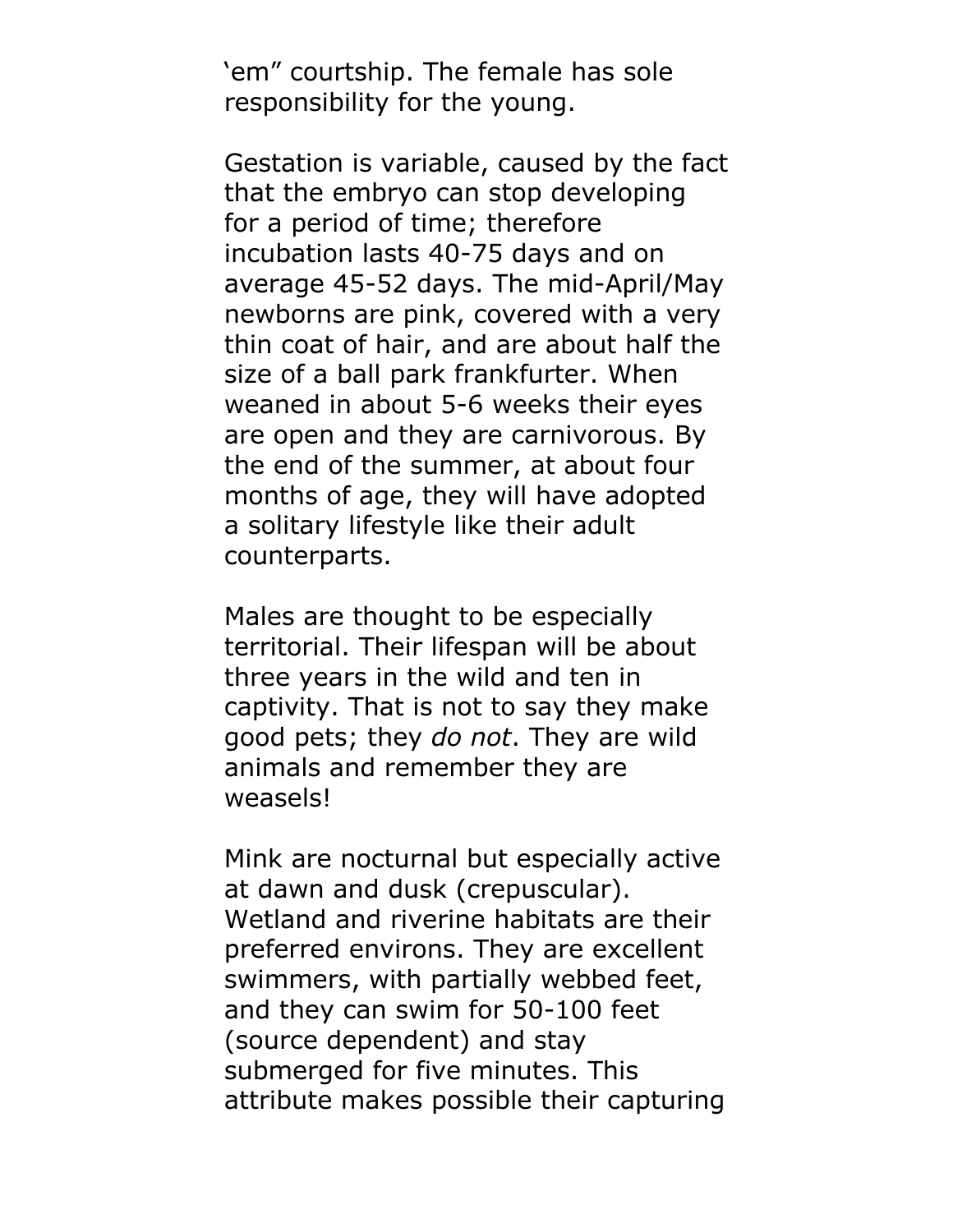‘em” courtship. The female has sole responsibility for the young.

Gestation is variable, caused by the fact that the embryo can stop developing for a period of time; therefore incubation lasts 40-75 days and on average 45-52 days. The mid-April/May newborns are pink, covered with a very thin coat of hair, and are about half the size of a ball park frankfurter. When weaned in about 5-6 weeks their eyes are open and they are carnivorous. By the end of the summer, at about four months of age, they will have adopted a solitary lifestyle like their adult counterparts.

Males are thought to be especially territorial. Their lifespan will be about three years in the wild and ten in captivity. That is not to say they make good pets; they *do not*. They are wild animals and remember they are weasels!

Mink are nocturnal but especially active at dawn and dusk (crepuscular). Wetland and riverine habitats are their preferred environs. They are excellent swimmers, with partially webbed feet, and they can swim for 50-100 feet (source dependent) and stay submerged for five minutes. This attribute makes possible their capturing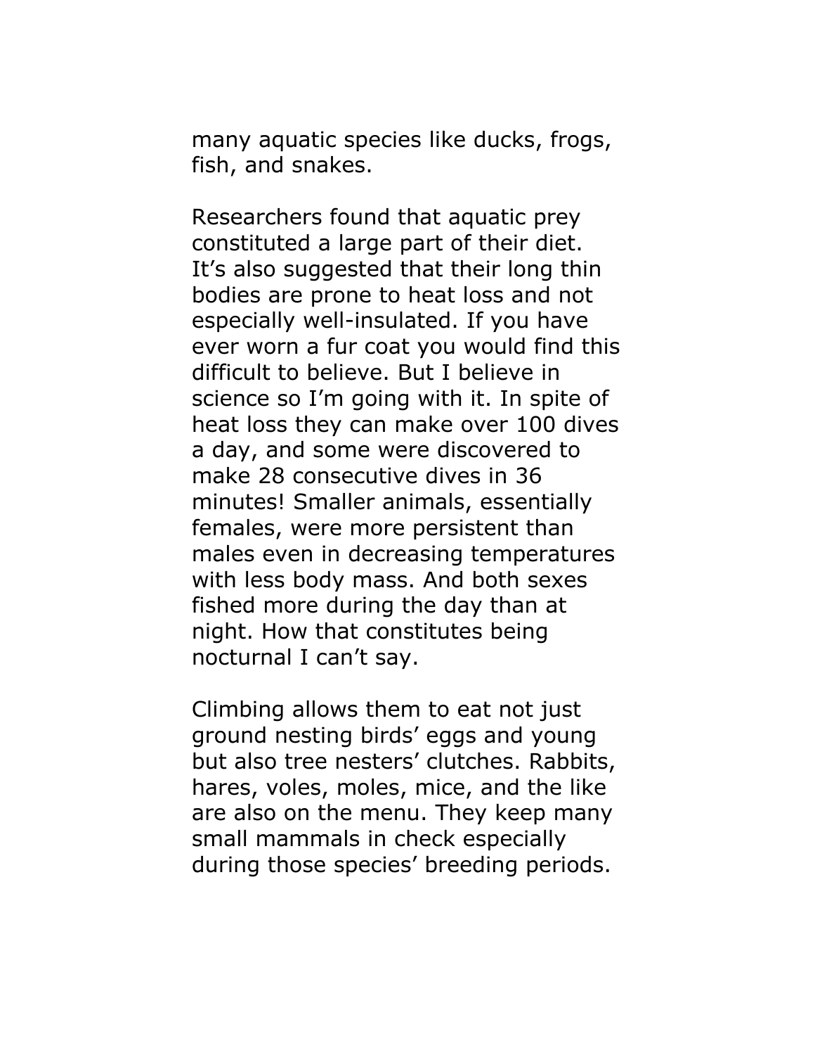many aquatic species like ducks, frogs, fish, and snakes.

Researchers found that aquatic prey constituted a large part of their diet. It's also suggested that their long thin bodies are prone to heat loss and not especially well-insulated. If you have ever worn a fur coat you would find this difficult to believe. But I believe in science so I'm going with it. In spite of heat loss they can make over 100 dives a day, and some were discovered to make 28 consecutive dives in 36 minutes! Smaller animals, essentially females, were more persistent than males even in decreasing temperatures with less body mass. And both sexes fished more during the day than at night. How that constitutes being nocturnal I can't say.

Climbing allows them to eat not just ground nesting birds' eggs and young but also tree nesters' clutches. Rabbits, hares, voles, moles, mice, and the like are also on the menu. They keep many small mammals in check especially during those species' breeding periods.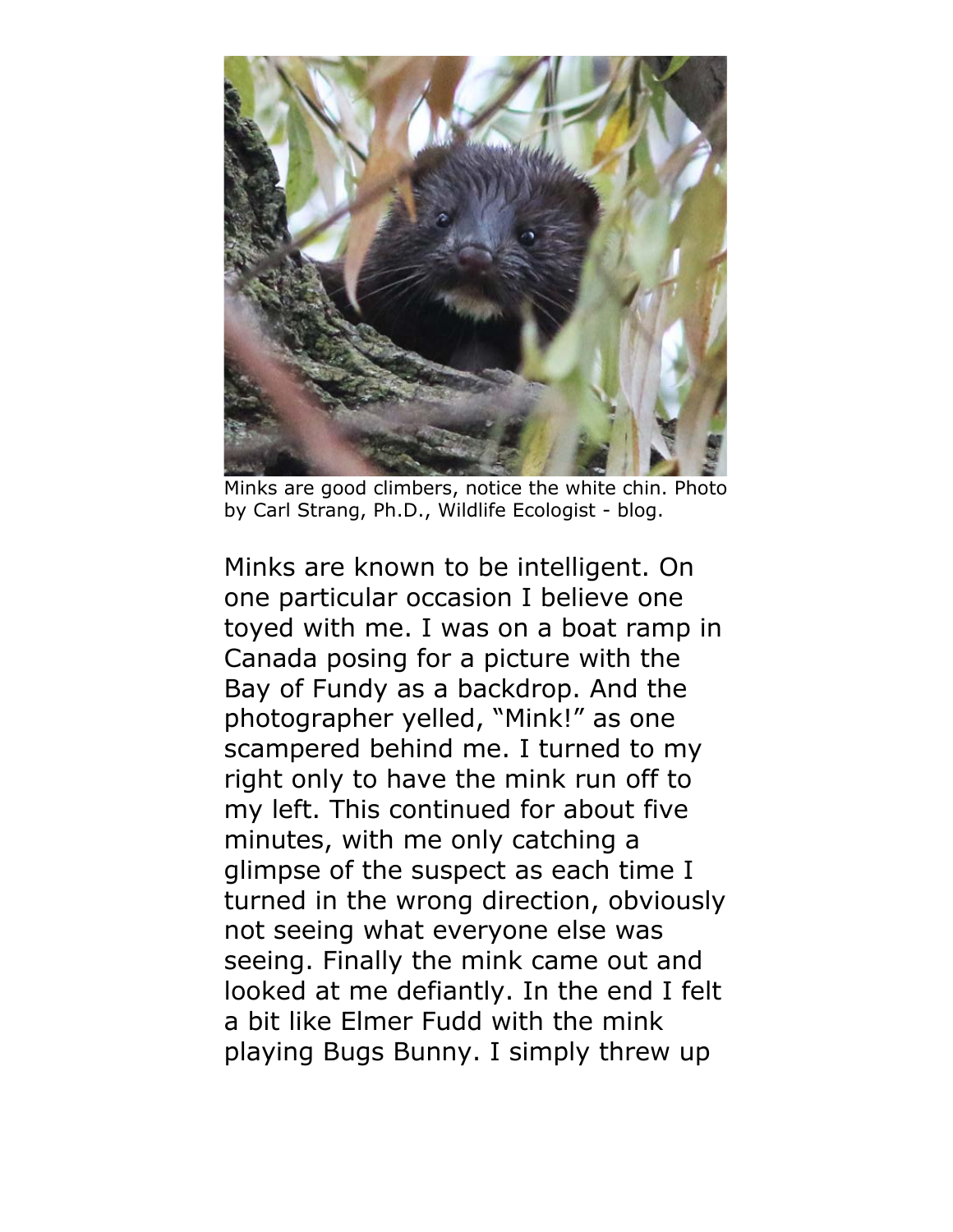Minks are good climbers, notice the white chin. Photo by Carl Strang, Ph.D., Wildlife Ecologist - blog.

Minks are known to be intelligent. On one particular occasion I believe one toyed with me. I was on a boat ramp in Canada posing for a picture with the Bay of Fundy as a backdrop. And the photographer yelled, "Mink!" as one scampered behind me. I turned to my right only to have the mink run off to my left. This continued for about five minutes, with me only catching a glimpse of the suspect as each time I turned in the wrong direction, obviously not seeing what everyone else was seeing. Finally the mink came out and looked at me defiantly. In the end I felt a bit like Elmer Fudd with the mink playing Bugs Bunny. I simply threw up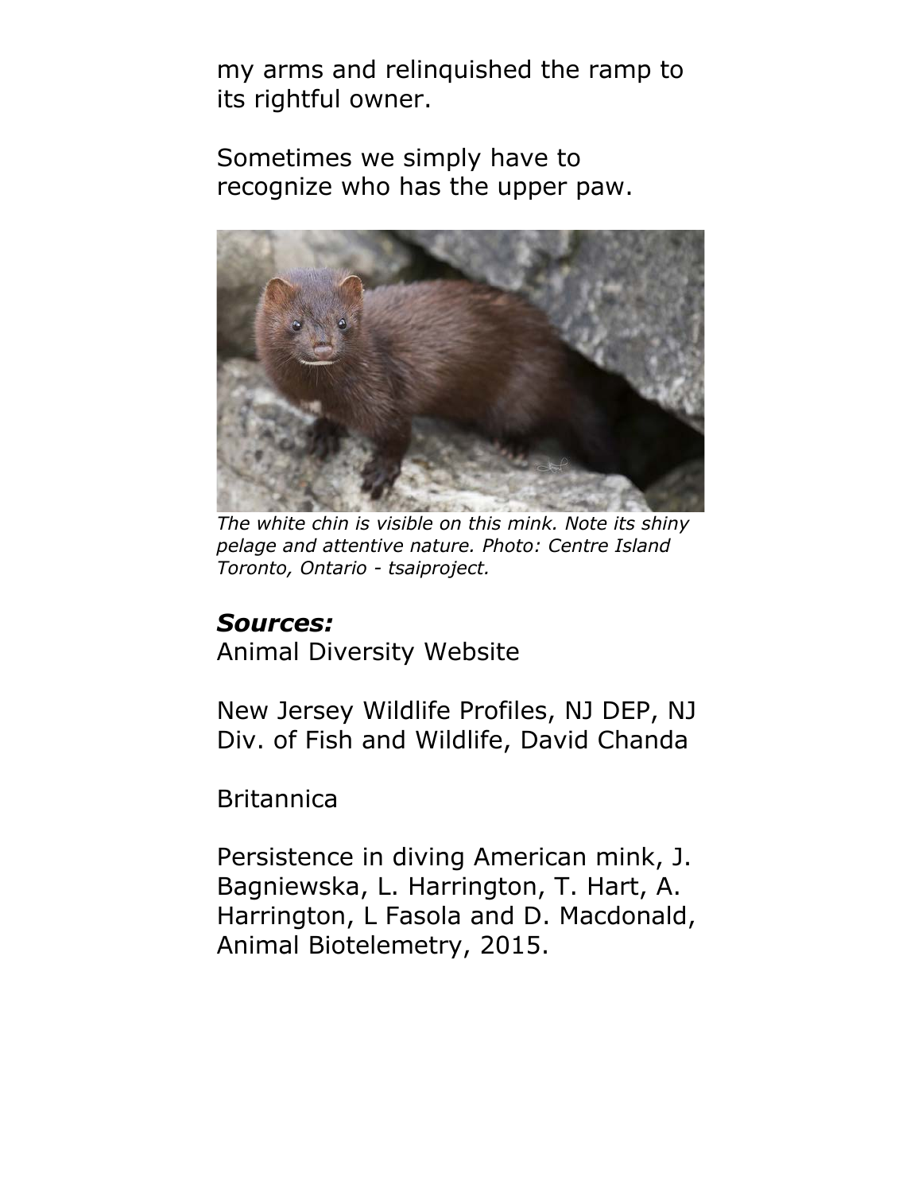my arms and relinquished the ramp to its rightful owner.

Sometimes we simply have to recognize who has the upper paw.

*The white chin is visible on this mink. Note its shiny pelage and attentive nature. Photo: Centre Island Toronto, Ontario - tsaiproject.*

***Sources:***

Animal Diversity Website

New Jersey Wildlife Profiles, NJ DEP, NJ Div. of Fish and Wildlife, David Chanda

Britannica

Persistence in diving American mink, J. Bagniewska, L. Harrington, T. Hart, A. Harrington, L Fasola and D. Macdonald, Animal Biotelemetry, 2015.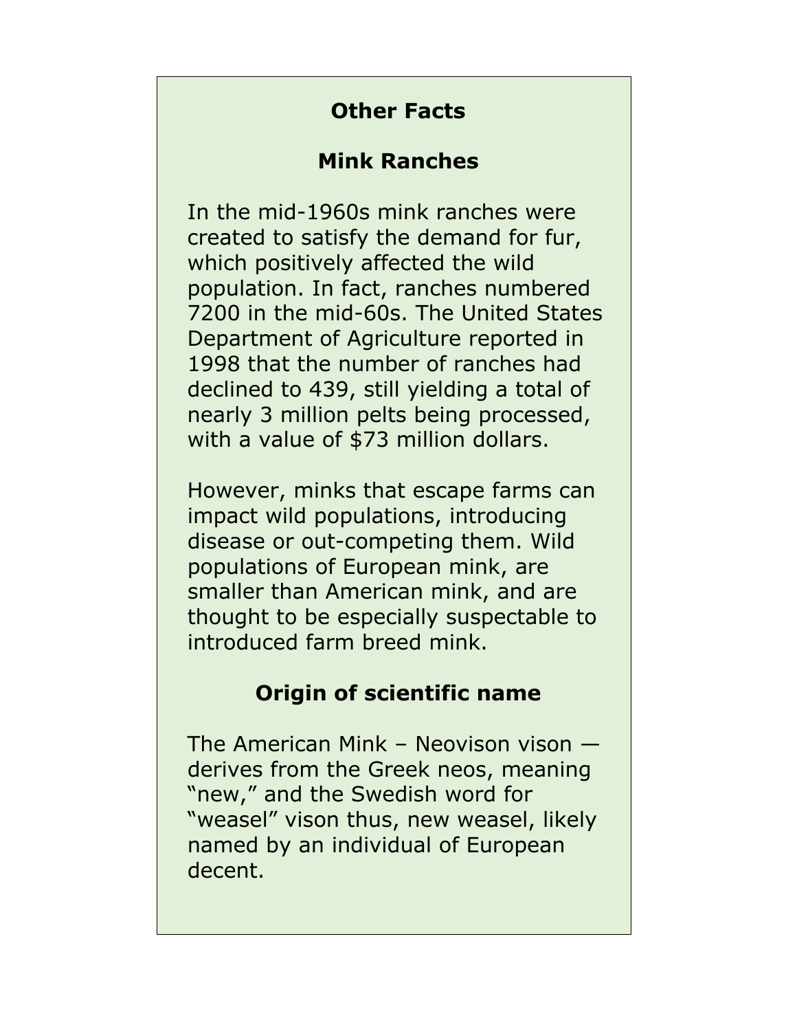## Other Facts

### Mink Ranches

In the mid-1960s mink ranches were created to satisfy the demand for fur, which positively affected the wild population. In fact, ranches numbered 7200 in the mid-60s. The United States Department of Agriculture reported in 1998 that the number of ranches had declined to 439, still yielding a total of nearly 3 million pelts being processed, with a value of $73 million dollars.

However, minks that escape farms can impact wild populations, introducing disease or out-competing them. Wild populations of European mink, are smaller than American mink, and are thought to be especially suspectable to introduced farm breed mink.

### Origin of scientific name

The American Mink – Neovison vison — derives from the Greek neos, meaning "new," and the Swedish word for "weasel" vison thus, new weasel, likely named by an individual of European decent.